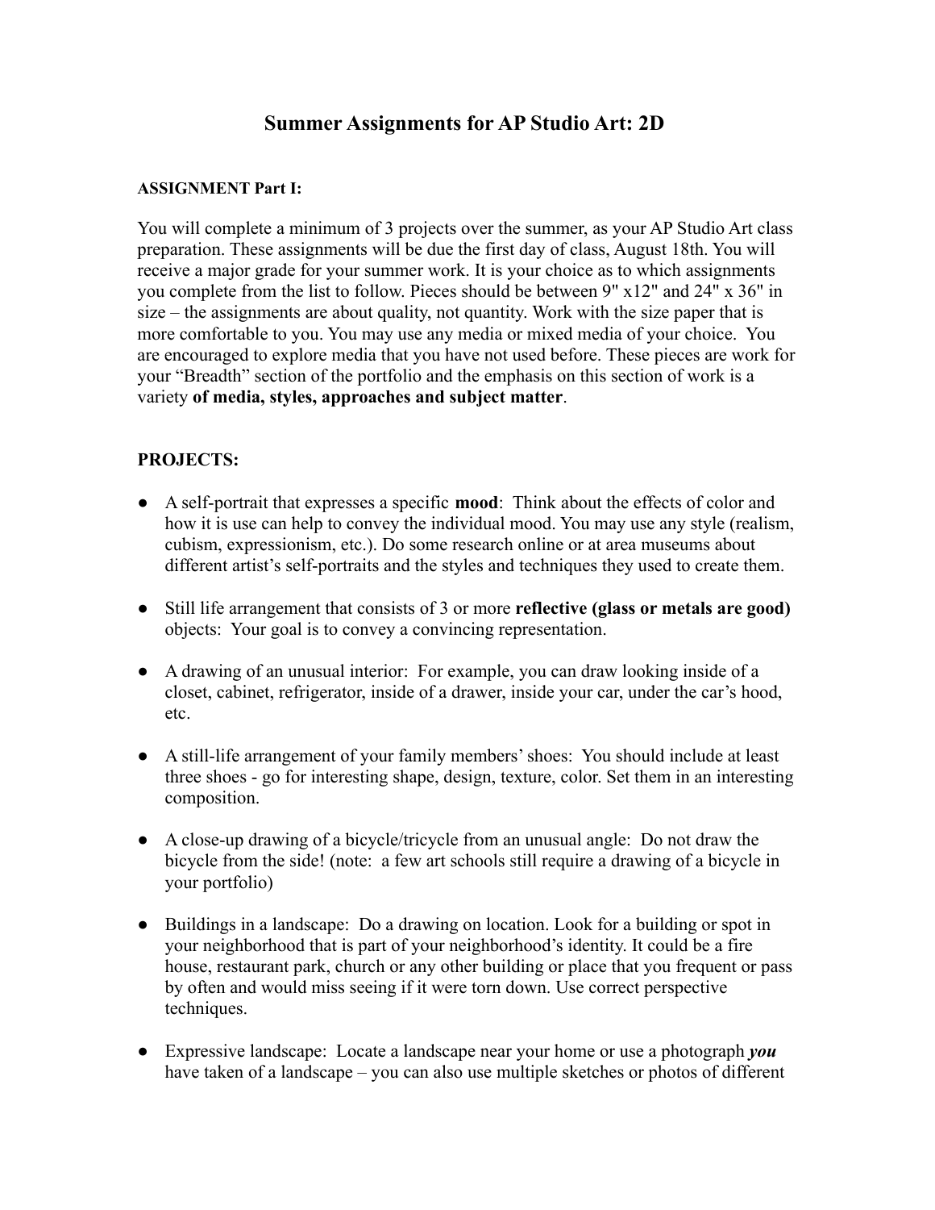# Summer Assignments for AP Studio Art: 2D

**ASSIGNMENT Part I:**

You will complete a minimum of 3 projects over the summer, as your AP Studio Art class preparation. These assignments will be due the first day of class, August 18th. You will receive a major grade for your summer work. It is your choice as to which assignments you complete from the list to follow. Pieces should be between 9" x12" and 24" x 36" in size – the assignments are about quality, not quantity. Work with the size paper that is more comfortable to you. You may use any media or mixed media of your choice. You are encouraged to explore media that you have not used before. These pieces are work for your "Breadth" section of the portfolio and the emphasis on this section of work is a variety **of media, styles, approaches and subject matter**.

**PROJECTS:**

- A self-portrait that expresses a specific **mood**: Think about the effects of color and how it is use can help to convey the individual mood. You may use any style (realism, cubism, expressionism, etc.). Do some research online or at area museums about different artist's self-portraits and the styles and techniques they used to create them.

- Still life arrangement that consists of 3 or more **reflective (glass or metals are good)** objects: Your goal is to convey a convincing representation.

- A drawing of an unusual interior: For example, you can draw looking inside of a closet, cabinet, refrigerator, inside of a drawer, inside your car, under the car's hood, etc.

- A still-life arrangement of your family members' shoes: You should include at least three shoes - go for interesting shape, design, texture, color. Set them in an interesting composition.

- A close-up drawing of a bicycle/tricycle from an unusual angle: Do not draw the bicycle from the side! (note: a few art schools still require a drawing of a bicycle in your portfolio)

- Buildings in a landscape: Do a drawing on location. Look for a building or spot in your neighborhood that is part of your neighborhood's identity. It could be a fire house, restaurant park, church or any other building or place that you frequent or pass by often and would miss seeing if it were torn down. Use correct perspective techniques.

- Expressive landscape: Locate a landscape near your home or use a photograph ***you*** have taken of a landscape – you can also use multiple sketches or photos of different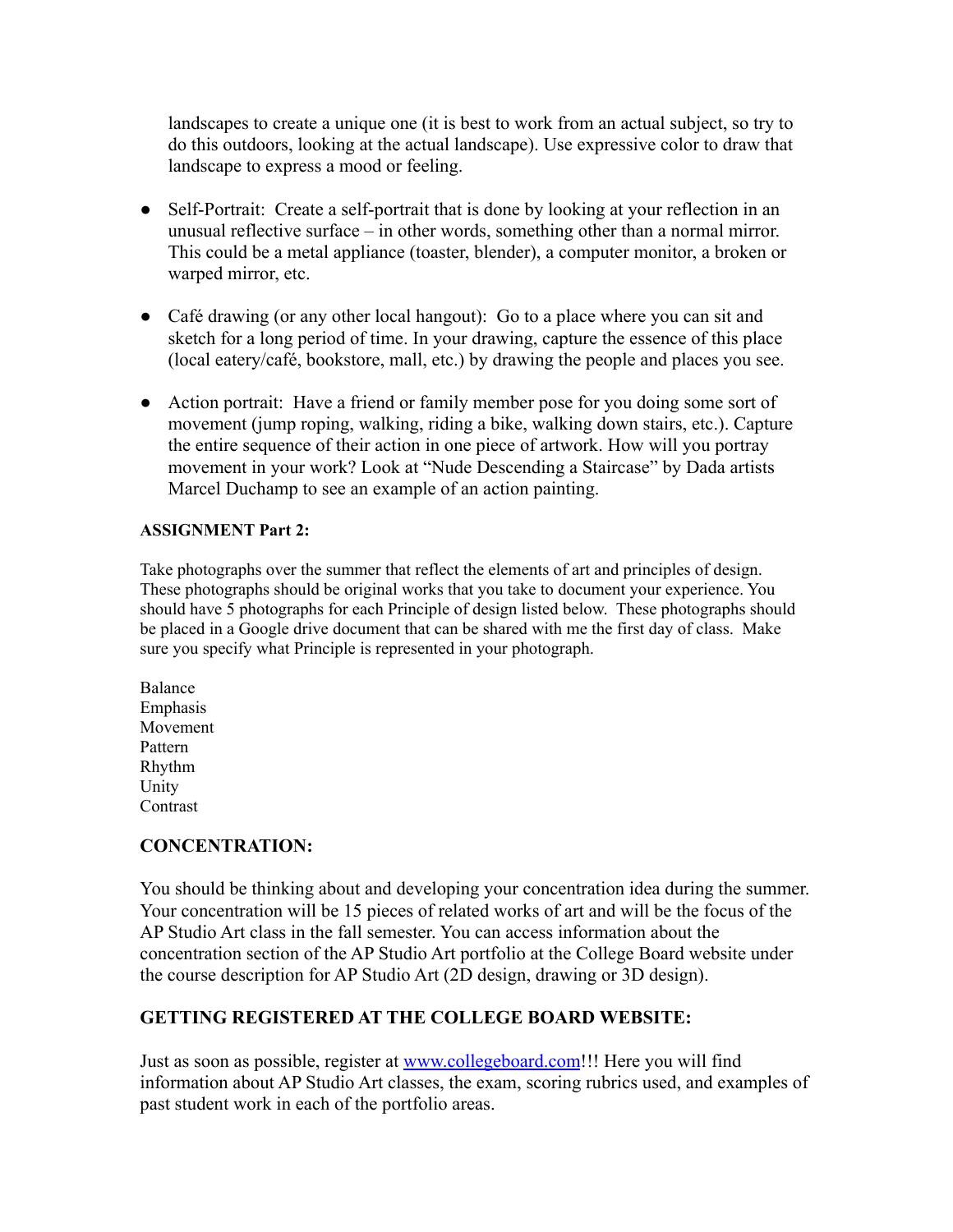landscapes to create a unique one (it is best to work from an actual subject, so try to do this outdoors, looking at the actual landscape). Use expressive color to draw that landscape to express a mood or feeling.

- Self-Portrait: Create a self-portrait that is done by looking at your reflection in an unusual reflective surface – in other words, something other than a normal mirror. This could be a metal appliance (toaster, blender), a computer monitor, a broken or warped mirror, etc.

- Café drawing (or any other local hangout): Go to a place where you can sit and sketch for a long period of time. In your drawing, capture the essence of this place (local eatery/café, bookstore, mall, etc.) by drawing the people and places you see.

- Action portrait: Have a friend or family member pose for you doing some sort of movement (jump roping, walking, riding a bike, walking down stairs, etc.). Capture the entire sequence of their action in one piece of artwork. How will you portray movement in your work? Look at "Nude Descending a Staircase" by Dada artists Marcel Duchamp to see an example of an action painting.

**ASSIGNMENT Part 2:**

Take photographs over the summer that reflect the elements of art and principles of design. These photographs should be original works that you take to document your experience. You should have 5 photographs for each Principle of design listed below. These photographs should be placed in a Google drive document that can be shared with me the first day of class. Make sure you specify what Principle is represented in your photograph.

Balance
Emphasis
Movement
Pattern
Rhythm
Unity
Contrast

## CONCENTRATION:

You should be thinking about and developing your concentration idea during the summer. Your concentration will be 15 pieces of related works of art and will be the focus of the AP Studio Art class in the fall semester. You can access information about the concentration section of the AP Studio Art portfolio at the College Board website under the course description for AP Studio Art (2D design, drawing or 3D design).

## GETTING REGISTERED AT THE COLLEGE BOARD WEBSITE:

Just as soon as possible, register at [www.collegeboard.com](http://www.collegeboard.com)!!! Here you will find information about AP Studio Art classes, the exam, scoring rubrics used, and examples of past student work in each of the portfolio areas.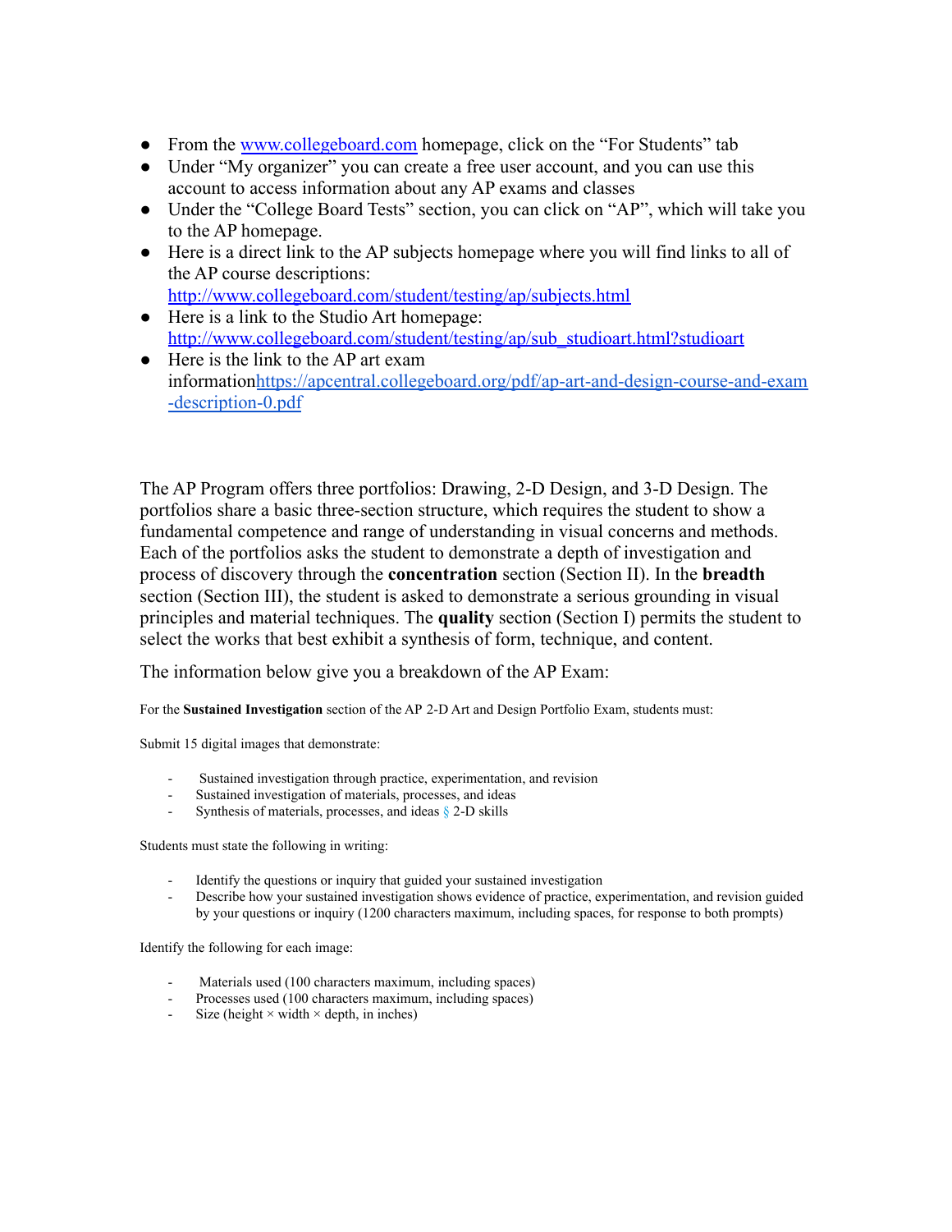- From the www.collegeboard.com homepage, click on the "For Students" tab
- Under "My organizer" you can create a free user account, and you can use this account to access information about any AP exams and classes
- Under the "College Board Tests" section, you can click on "AP", which will take you to the AP homepage.
- Here is a direct link to the AP subjects homepage where you will find links to all of the AP course descriptions: http://www.collegeboard.com/student/testing/ap/subjects.html
- Here is a link to the Studio Art homepage: http://www.collegeboard.com/student/testing/ap/sub_studioart.html?studioart
- Here is the link to the AP art exam informationhttps://apcentral.collegeboard.org/pdf/ap-art-and-design-course-and-exam-description-0.pdf

The AP Program offers three portfolios: Drawing, 2-D Design, and 3-D Design. The portfolios share a basic three-section structure, which requires the student to show a fundamental competence and range of understanding in visual concerns and methods. Each of the portfolios asks the student to demonstrate a depth of investigation and process of discovery through the **concentration** section (Section II). In the **breadth** section (Section III), the student is asked to demonstrate a serious grounding in visual principles and material techniques. The **quality** section (Section I) permits the student to select the works that best exhibit a synthesis of form, technique, and content.

The information below give you a breakdown of the AP Exam:

For the **Sustained Investigation** section of the AP 2-D Art and Design Portfolio Exam, students must:

Submit 15 digital images that demonstrate:

- Sustained investigation through practice, experimentation, and revision
- Sustained investigation of materials, processes, and ideas
- Synthesis of materials, processes, and ideas § 2-D skills

Students must state the following in writing:

- Identify the questions or inquiry that guided your sustained investigation
- Describe how your sustained investigation shows evidence of practice, experimentation, and revision guided by your questions or inquiry (1200 characters maximum, including spaces, for response to both prompts)

Identify the following for each image:

- Materials used (100 characters maximum, including spaces)
- Processes used (100 characters maximum, including spaces)
- Size (height × width × depth, in inches)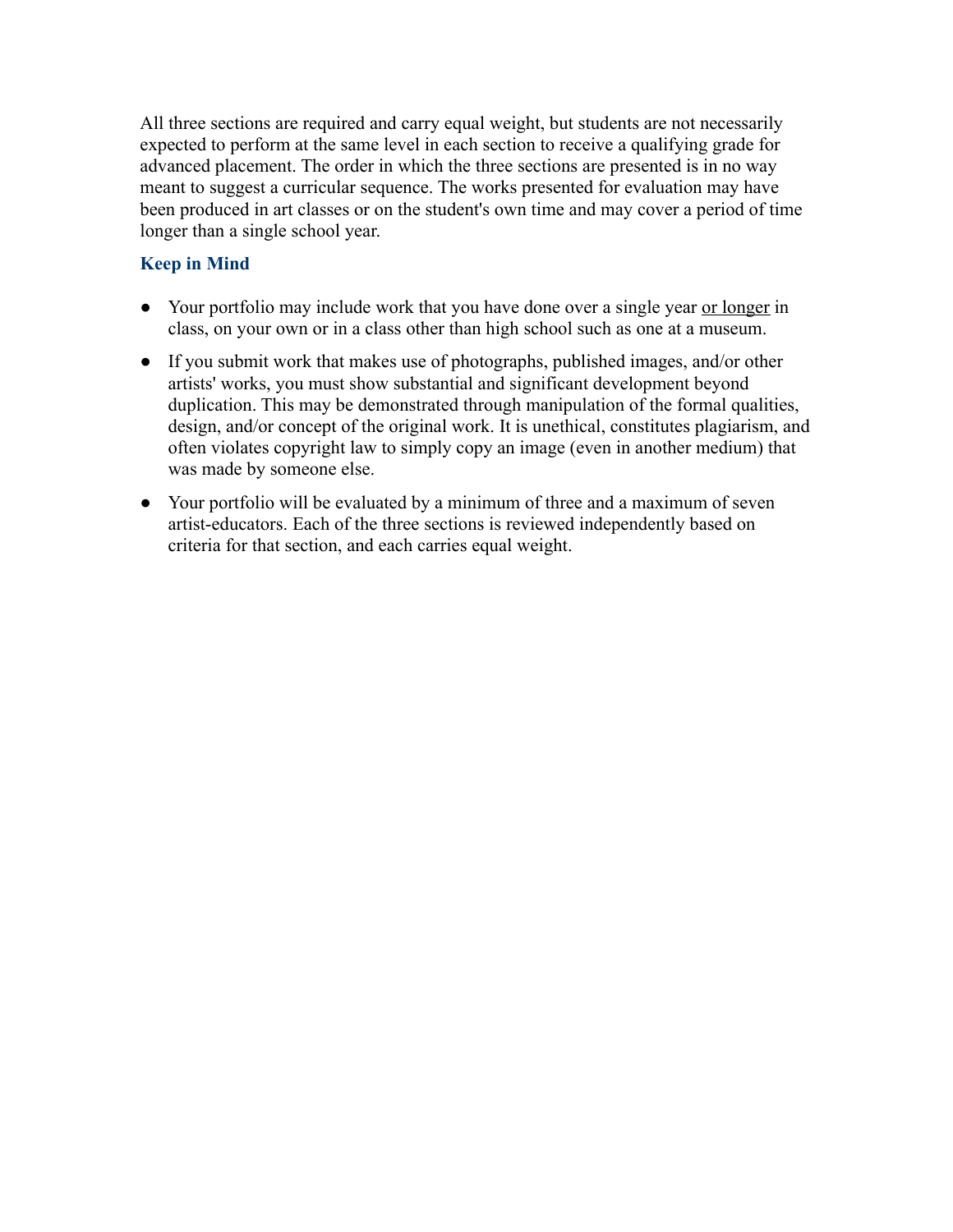All three sections are required and carry equal weight, but students are not necessarily expected to perform at the same level in each section to receive a qualifying grade for advanced placement. The order in which the three sections are presented is in no way meant to suggest a curricular sequence. The works presented for evaluation may have been produced in art classes or on the student's own time and may cover a period of time longer than a single school year.

### Keep in Mind

- Your portfolio may include work that you have done over a single year <u>or longer</u> in class, on your own or in a class other than high school such as one at a museum.
- If you submit work that makes use of photographs, published images, and/or other artists' works, you must show substantial and significant development beyond duplication. This may be demonstrated through manipulation of the formal qualities, design, and/or concept of the original work. It is unethical, constitutes plagiarism, and often violates copyright law to simply copy an image (even in another medium) that was made by someone else.
- Your portfolio will be evaluated by a minimum of three and a maximum of seven artist-educators. Each of the three sections is reviewed independently based on criteria for that section, and each carries equal weight.